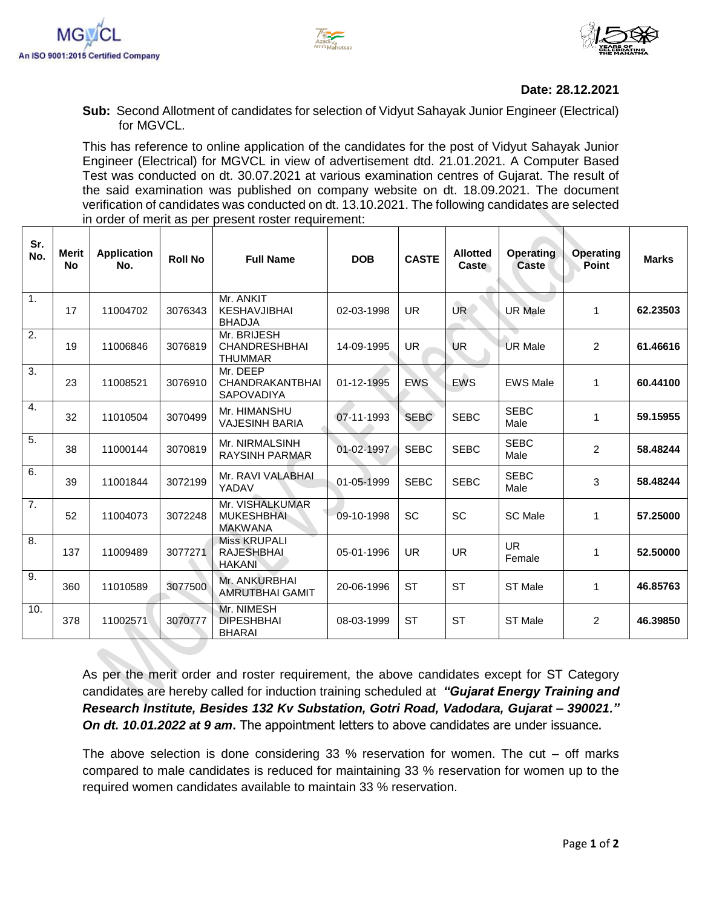MGVCL
An ISO 9001:2015 Certified Company

**Date: 28.12.2021**

**Sub:** Second Allotment of candidates for selection of Vidyut Sahayak Junior Engineer (Electrical) for MGVCL.

This has reference to online application of the candidates for the post of Vidyut Sahayak Junior Engineer (Electrical) for MGVCL in view of advertisement dtd. 21.01.2021. A Computer Based Test was conducted on dt. 30.07.2021 at various examination centres of Gujarat. The result of the said examination was published on company website on dt. 18.09.2021. The document verification of candidates was conducted on dt. 13.10.2021. The following candidates are selected in order of merit as per present roster requirement:

| Sr. No. | Merit No | Application No. | Roll No | Full Name | DOB | CASTE | Allotted Caste | Operating Caste | Operating Point | Marks |
|---|---|---|---|---|---|---|---|---|---|---|
| 1. | 17 | 11004702 | 3076343 | Mr. ANKIT KESHAVJIBHAI BHADJA | 02-03-1998 | UR | UR | UR Male | 1 | **62.23503** |
| 2. | 19 | 11006846 | 3076819 | Mr. BRIJESH CHANDRESHBHAI THUMMAR | 14-09-1995 | UR | UR | UR Male | 2 | **61.46616** |
| 3. | 23 | 11008521 | 3076910 | Mr. DEEP CHANDRAKANTBHAI SAPOVADIYA | 01-12-1995 | EWS | EWS | EWS Male | 1 | **60.44100** |
| 4. | 32 | 11010504 | 3070499 | Mr. HIMANSHU VAJESINH BARIA | 07-11-1993 | SEBC | SEBC | SEBC Male | 1 | **59.15955** |
| 5. | 38 | 11000144 | 3070819 | Mr. NIRMALSINH RAYSINH PARMAR | 01-02-1997 | SEBC | SEBC | SEBC Male | 2 | **58.48244** |
| 6. | 39 | 11001844 | 3072199 | Mr. RAVI VALABHAI YADAV | 01-05-1999 | SEBC | SEBC | SEBC Male | 3 | **58.48244** |
| 7. | 52 | 11004073 | 3072248 | Mr. VISHALKUMAR MUKESHBHAI MAKWANA | 09-10-1998 | SC | SC | SC Male | 1 | **57.25000** |
| 8. | 137 | 11009489 | 3077271 | Miss KRUPALI RAJESHBHAI HAKANI | 05-01-1996 | UR | UR | UR Female | 1 | **52.50000** |
| 9. | 360 | 11010589 | 3077500 | Mr. ANKURBHAI AMRUTBHAI GAMIT | 20-06-1996 | ST | ST | ST Male | 1 | **46.85763** |
| 10. | 378 | 11002571 | 3070777 | Mr. NIMESH DIPESHBHAI BHARAI | 08-03-1999 | ST | ST | ST Male | 2 | **46.39850** |

As per the merit order and roster requirement, the above candidates except for ST Category candidates are hereby called for induction training scheduled at ***"Gujarat Energy Training and Research Institute, Besides 132 Kv Substation, Gotri Road, Vadodara, Gujarat – 390021." On dt. 10.01.2022 at 9 am***. The appointment letters to above candidates are under issuance.

The above selection is done considering 33 % reservation for women. The cut – off marks compared to male candidates is reduced for maintaining 33 % reservation for women up to the required women candidates available to maintain 33 % reservation.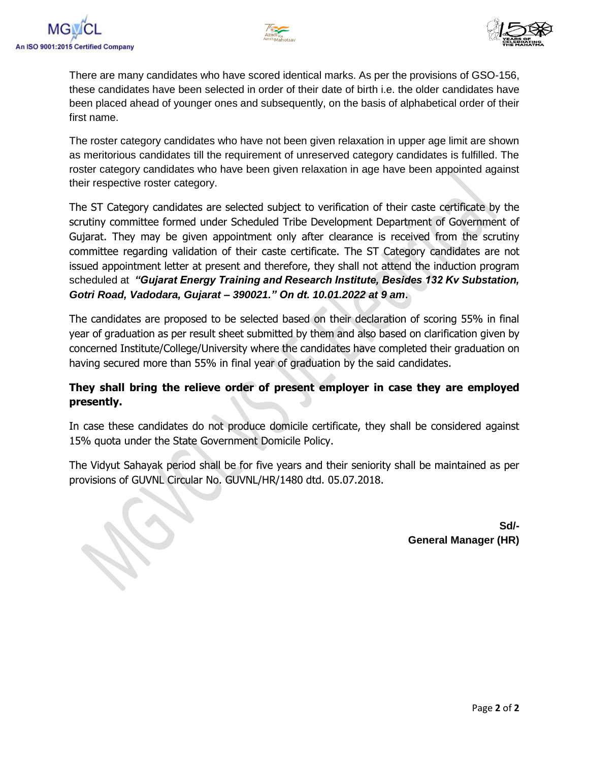There are many candidates who have scored identical marks. As per the provisions of GSO-156, these candidates have been selected in order of their date of birth i.e. the older candidates have been placed ahead of younger ones and subsequently, on the basis of alphabetical order of their first name.

The roster category candidates who have not been given relaxation in upper age limit are shown as meritorious candidates till the requirement of unreserved category candidates is fulfilled. The roster category candidates who have been given relaxation in age have been appointed against their respective roster category.

The ST Category candidates are selected subject to verification of their caste certificate by the scrutiny committee formed under Scheduled Tribe Development Department of Government of Gujarat. They may be given appointment only after clearance is received from the scrutiny committee regarding validation of their caste certificate. The ST Category candidates are not issued appointment letter at present and therefore, they shall not attend the induction program scheduled at ***"Gujarat Energy Training and Research Institute, Besides 132 Kv Substation, Gotri Road, Vadodara, Gujarat – 390021." On dt. 10.01.2022 at 9 am***.

The candidates are proposed to be selected based on their declaration of scoring 55% in final year of graduation as per result sheet submitted by them and also based on clarification given by concerned Institute/College/University where the candidates have completed their graduation on having secured more than 55% in final year of graduation by the said candidates.

**They shall bring the relieve order of present employer in case they are employed presently.**

In case these candidates do not produce domicile certificate, they shall be considered against 15% quota under the State Government Domicile Policy.

The Vidyut Sahayak period shall be for five years and their seniority shall be maintained as per provisions of GUVNL Circular No. GUVNL/HR/1480 dtd. 05.07.2018.

**Sd/-**
**General Manager (HR)**